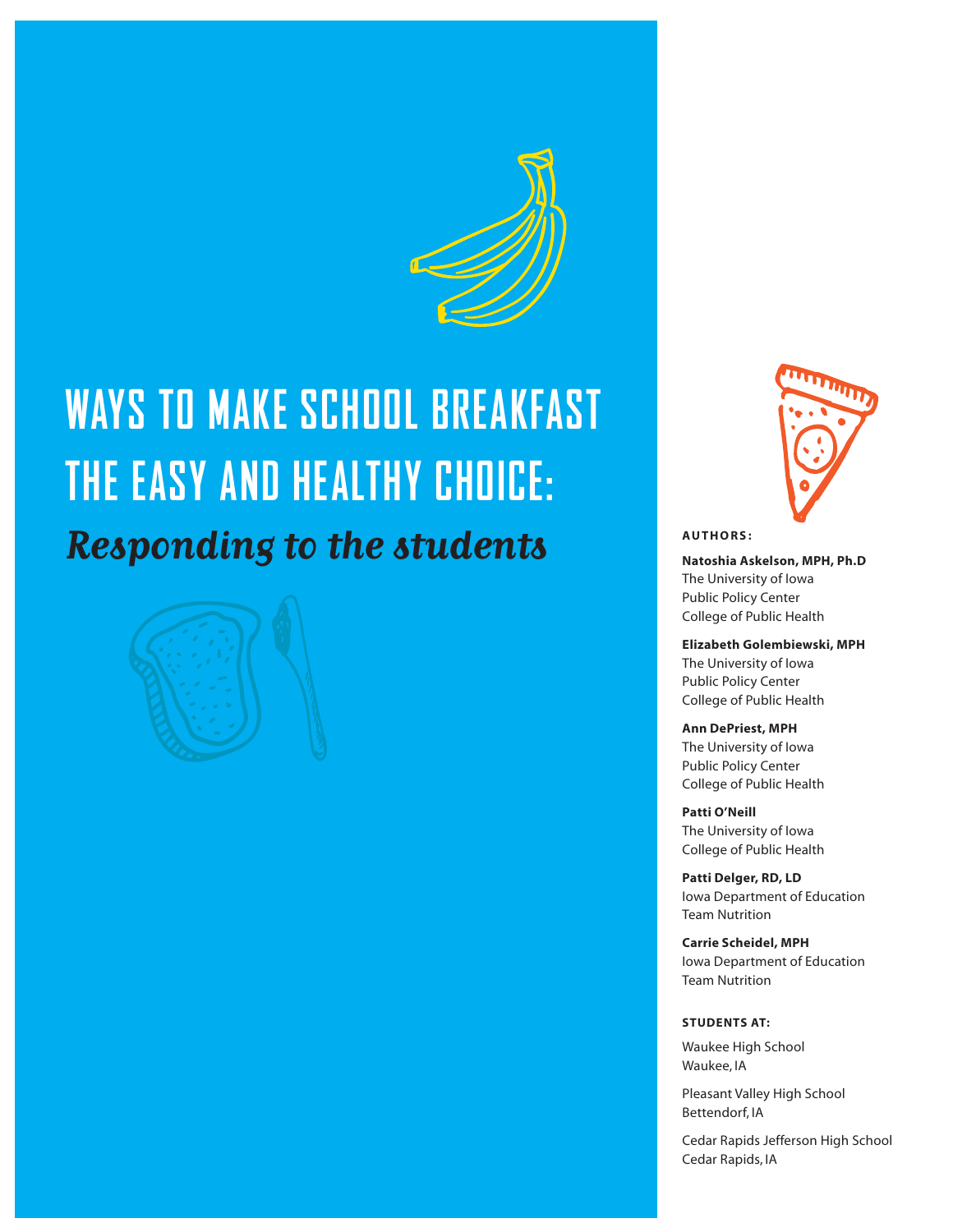# WAYS TO MAKE SCHOOL BREAKFAST THE EASY AND HEALTHY CHOICE:

## *Responding to the students*

**AUTHORS:**

**Natoshia Askelson, MPH, Ph.D**
The University of Iowa
Public Policy Center
College of Public Health

**Elizabeth Golembiewski, MPH**
The University of Iowa
Public Policy Center
College of Public Health

**Ann DePriest, MPH**
The University of Iowa
Public Policy Center
College of Public Health

**Patti O'Neill**
The University of Iowa
College of Public Health

**Patti Delger, RD, LD**
Iowa Department of Education
Team Nutrition

**Carrie Scheidel, MPH**
Iowa Department of Education
Team Nutrition

**STUDENTS AT:**

Waukee High School
Waukee, IA

Pleasant Valley High School
Bettendorf, IA

Cedar Rapids Jefferson High School
Cedar Rapids, IA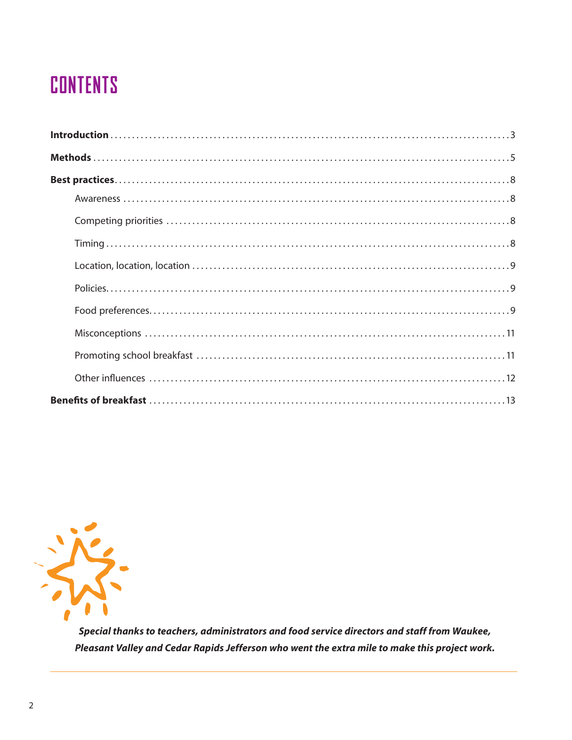# CONTENTS

**Introduction** ... 3

**Methods** ... 5

**Best practices** ... 8

- Awareness ... 8
- Competing priorities ... 8
- Timing ... 8
- Location, location, location ... 9
- Policies ... 9
- Food preferences ... 9
- Misconceptions ... 11
- Promoting school breakfast ... 11
- Other influences ... 12

**Benefits of breakfast** ... 13

***Special thanks to teachers, administrators and food service directors and staff from Waukee, Pleasant Valley and Cedar Rapids Jefferson who went the extra mile to make this project work.***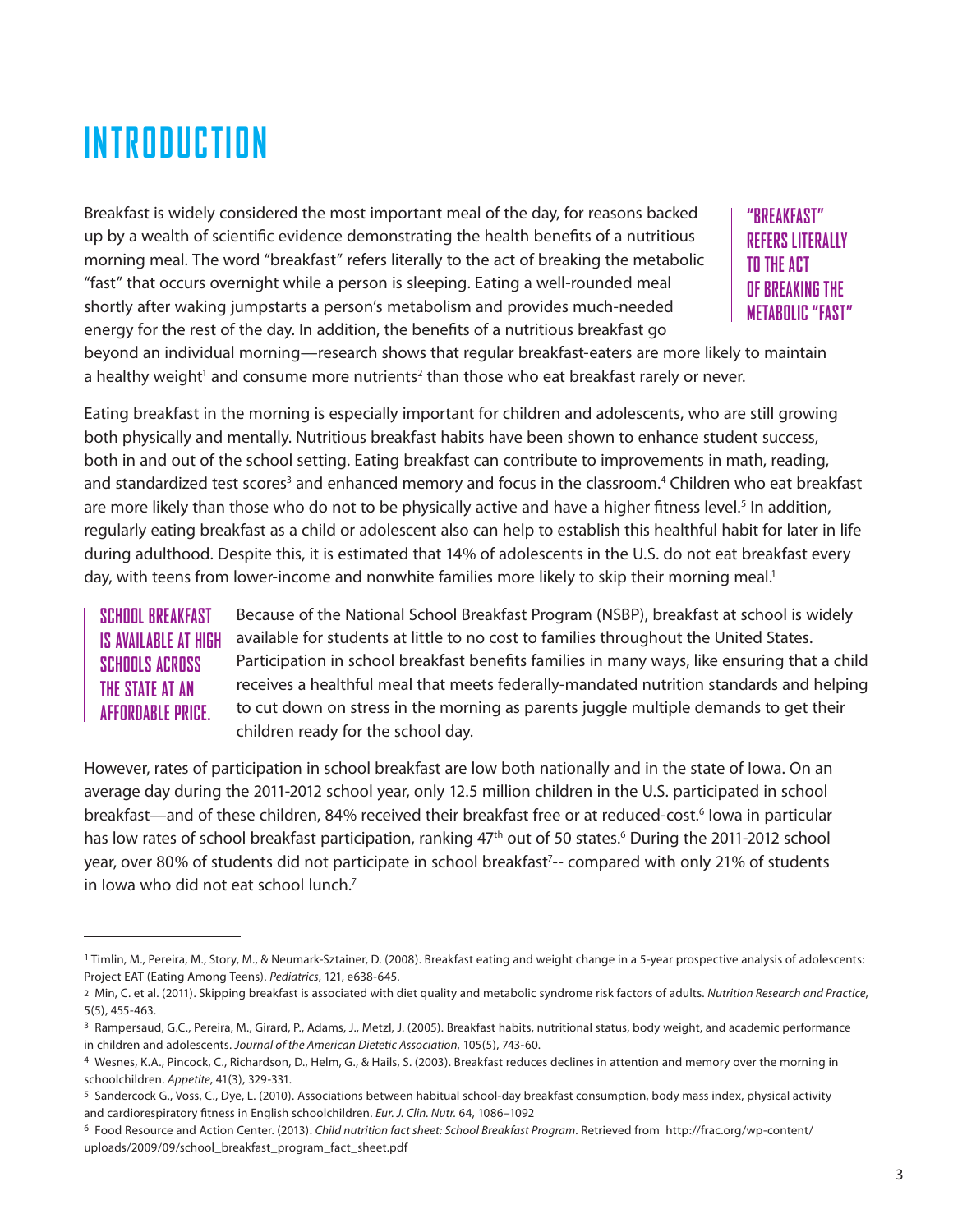# INTRODUCTION

Breakfast is widely considered the most important meal of the day, for reasons backed up by a wealth of scientific evidence demonstrating the health benefits of a nutritious morning meal. The word "breakfast" refers literally to the act of breaking the metabolic "fast" that occurs overnight while a person is sleeping. Eating a well-rounded meal shortly after waking jumpstarts a person's metabolism and provides much-needed energy for the rest of the day. In addition, the benefits of a nutritious breakfast go beyond an individual morning—research shows that regular breakfast-eaters are more likely to maintain a healthy weight[1] and consume more nutrients[2] than those who eat breakfast rarely or never.

> **"BREAKFAST" REFERS LITERALLY TO THE ACT OF BREAKING THE METABOLIC "FAST"**

Eating breakfast in the morning is especially important for children and adolescents, who are still growing both physically and mentally. Nutritious breakfast habits have been shown to enhance student success, both in and out of the school setting. Eating breakfast can contribute to improvements in math, reading, and standardized test scores[3] and enhanced memory and focus in the classroom.[4] Children who eat breakfast are more likely than those who do not to be physically active and have a higher fitness level.[5] In addition, regularly eating breakfast as a child or adolescent also can help to establish this healthful habit for later in life during adulthood. Despite this, it is estimated that 14% of adolescents in the U.S. do not eat breakfast every day, with teens from lower-income and nonwhite families more likely to skip their morning meal.[1]

> **SCHOOL BREAKFAST IS AVAILABLE AT HIGH SCHOOLS ACROSS THE STATE AT AN AFFORDABLE PRICE.**

Because of the National School Breakfast Program (NSBP), breakfast at school is widely available for students at little to no cost to families throughout the United States. Participation in school breakfast benefits families in many ways, like ensuring that a child receives a healthful meal that meets federally-mandated nutrition standards and helping to cut down on stress in the morning as parents juggle multiple demands to get their children ready for the school day.

However, rates of participation in school breakfast are low both nationally and in the state of Iowa. On an average day during the 2011-2012 school year, only 12.5 million children in the U.S. participated in school breakfast—and of these children, 84% received their breakfast free or at reduced-cost.[6] Iowa in particular has low rates of school breakfast participation, ranking 47th out of 50 states.[6] During the 2011-2012 school year, over 80% of students did not participate in school breakfast[7]-- compared with only 21% of students in Iowa who did not eat school lunch.[7]

---

[1] Timlin, M., Pereira, M., Story, M., & Neumark-Sztainer, D. (2008). Breakfast eating and weight change in a 5-year prospective analysis of adolescents: Project EAT (Eating Among Teens). *Pediatrics*, 121, e638-645.

[2] Min, C. et al. (2011). Skipping breakfast is associated with diet quality and metabolic syndrome risk factors of adults. *Nutrition Research and Practice*, 5(5), 455-463.

[3] Rampersaud, G.C., Pereira, M., Girard, P., Adams, J., Metzl, J. (2005). Breakfast habits, nutritional status, body weight, and academic performance in children and adolescents. *Journal of the American Dietetic Association*, 105(5), 743-60.

[4] Wesnes, K.A., Pincock, C., Richardson, D., Helm, G., & Hails, S. (2003). Breakfast reduces declines in attention and memory over the morning in schoolchildren. *Appetite*, 41(3), 329-331.

[5] Sandercock G., Voss, C., Dye, L. (2010). Associations between habitual school-day breakfast consumption, body mass index, physical activity and cardiorespiratory fitness in English schoolchildren. *Eur. J. Clin. Nutr.* 64, 1086–1092

[6] Food Resource and Action Center. (2013). *Child nutrition fact sheet: School Breakfast Program*. Retrieved from http://frac.org/wp-content/uploads/2009/09/school_breakfast_program_fact_sheet.pdf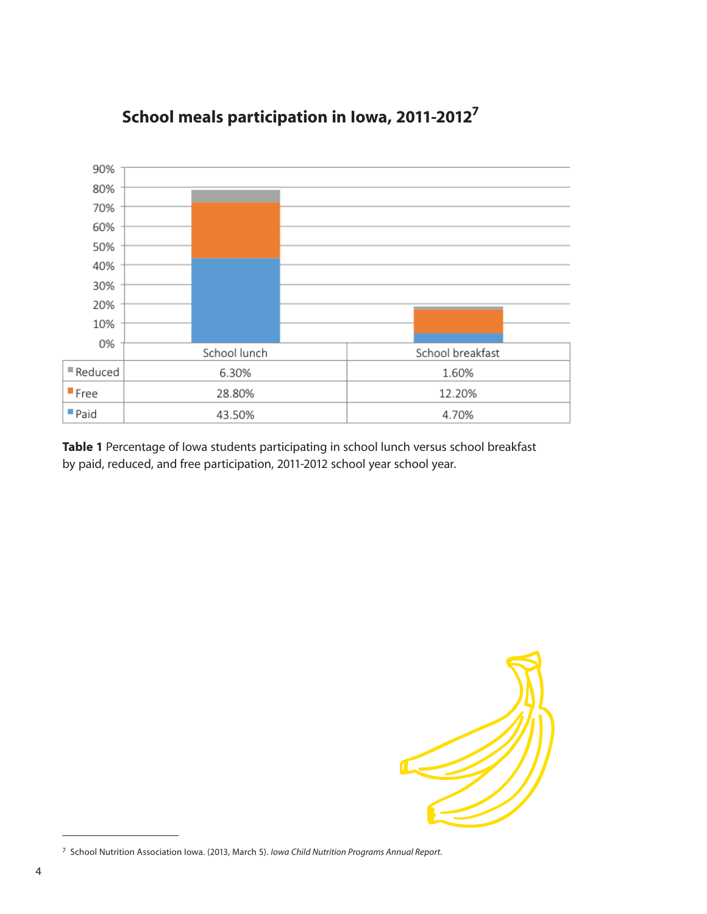## School meals participation in Iowa, 2011-2012[7]

| | School lunch | School breakfast |
|---|---|---|
| Reduced | 6.30% | 1.60% |
| Free | 28.80% | 12.20% |
| Paid | 43.50% | 4.70% |

**Table 1** Percentage of Iowa students participating in school lunch versus school breakfast by paid, reduced, and free participation, 2011-2012 school year school year.

---

[7] School Nutrition Association Iowa. (2013, March 5). *Iowa Child Nutrition Programs Annual Report*.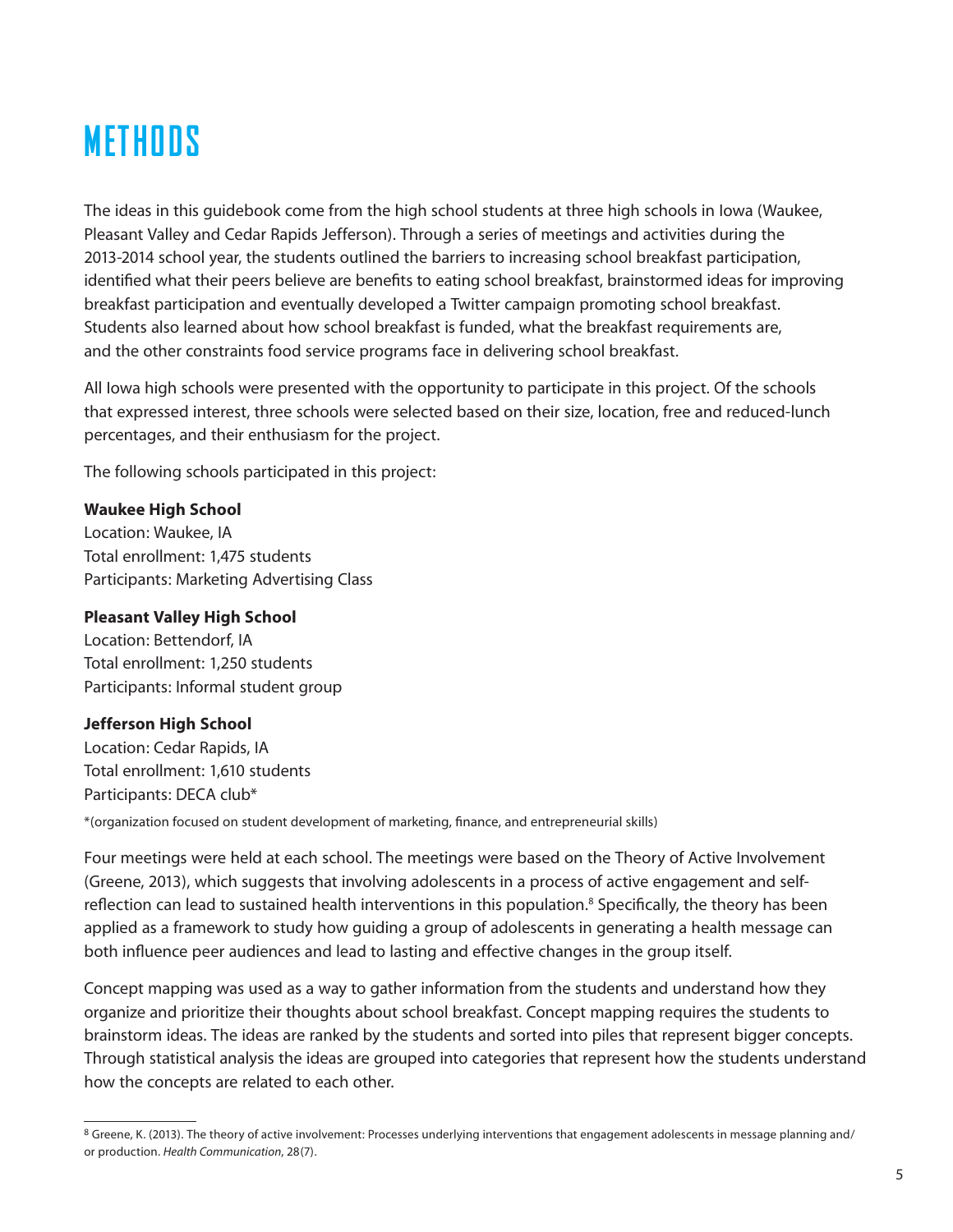# METHODS

The ideas in this guidebook come from the high school students at three high schools in Iowa (Waukee, Pleasant Valley and Cedar Rapids Jefferson). Through a series of meetings and activities during the 2013-2014 school year, the students outlined the barriers to increasing school breakfast participation, identified what their peers believe are benefits to eating school breakfast, brainstormed ideas for improving breakfast participation and eventually developed a Twitter campaign promoting school breakfast. Students also learned about how school breakfast is funded, what the breakfast requirements are, and the other constraints food service programs face in delivering school breakfast.

All Iowa high schools were presented with the opportunity to participate in this project. Of the schools that expressed interest, three schools were selected based on their size, location, free and reduced-lunch percentages, and their enthusiasm for the project.

The following schools participated in this project:

**Waukee High School**
Location: Waukee, IA
Total enrollment: 1,475 students
Participants: Marketing Advertising Class

**Pleasant Valley High School**
Location: Bettendorf, IA
Total enrollment: 1,250 students
Participants: Informal student group

**Jefferson High School**
Location: Cedar Rapids, IA
Total enrollment: 1,610 students
Participants: DECA club*

*(organization focused on student development of marketing, finance, and entrepreneurial skills)

Four meetings were held at each school. The meetings were based on the Theory of Active Involvement (Greene, 2013), which suggests that involving adolescents in a process of active engagement and self-reflection can lead to sustained health interventions in this population.[8] Specifically, the theory has been applied as a framework to study how guiding a group of adolescents in generating a health message can both influence peer audiences and lead to lasting and effective changes in the group itself.

Concept mapping was used as a way to gather information from the students and understand how they organize and prioritize their thoughts about school breakfast. Concept mapping requires the students to brainstorm ideas. The ideas are ranked by the students and sorted into piles that represent bigger concepts. Through statistical analysis the ideas are grouped into categories that represent how the students understand how the concepts are related to each other.

---

[8] Greene, K. (2013). The theory of active involvement: Processes underlying interventions that engagement adolescents in message planning and/or production. *Health Communication*, 28(7).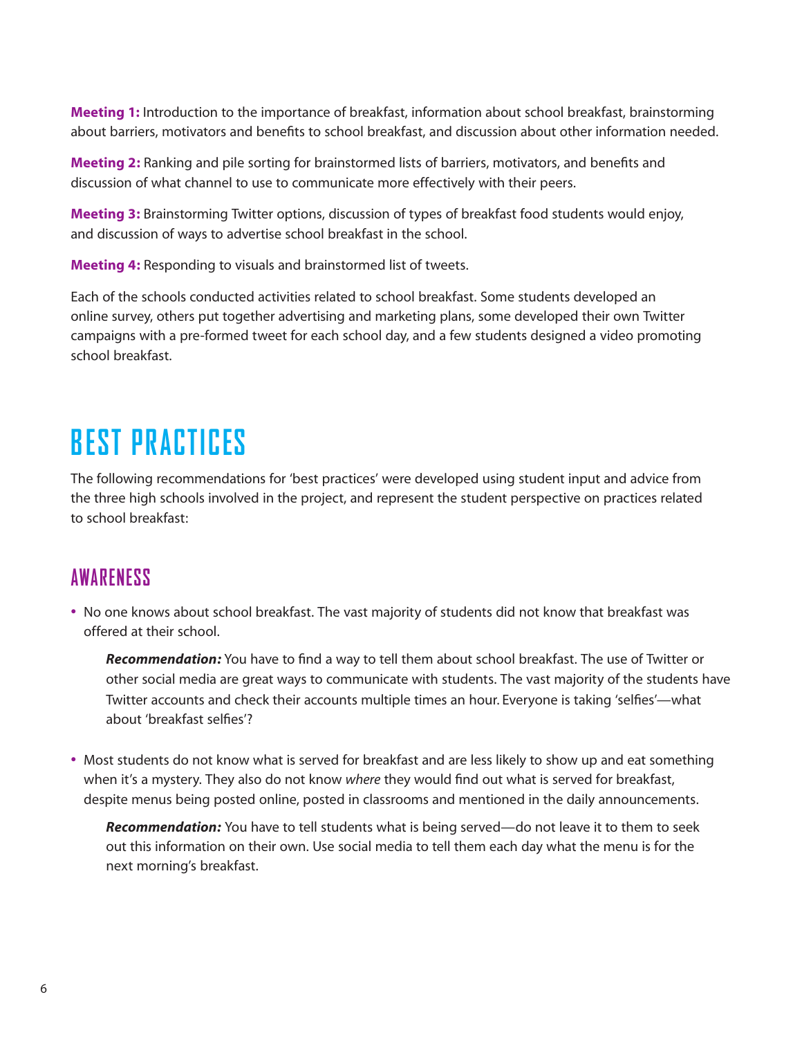**Meeting 1:** Introduction to the importance of breakfast, information about school breakfast, brainstorming about barriers, motivators and benefits to school breakfast, and discussion about other information needed.

**Meeting 2:** Ranking and pile sorting for brainstormed lists of barriers, motivators, and benefits and discussion of what channel to use to communicate more effectively with their peers.

**Meeting 3:** Brainstorming Twitter options, discussion of types of breakfast food students would enjoy, and discussion of ways to advertise school breakfast in the school.

**Meeting 4:** Responding to visuals and brainstormed list of tweets.

Each of the schools conducted activities related to school breakfast. Some students developed an online survey, others put together advertising and marketing plans, some developed their own Twitter campaigns with a pre-formed tweet for each school day, and a few students designed a video promoting school breakfast.

# BEST PRACTICES

The following recommendations for 'best practices' were developed using student input and advice from the three high schools involved in the project, and represent the student perspective on practices related to school breakfast:

## AWARENESS

- No one knows about school breakfast. The vast majority of students did not know that breakfast was offered at their school.

  ***Recommendation:*** You have to find a way to tell them about school breakfast. The use of Twitter or other social media are great ways to communicate with students. The vast majority of the students have Twitter accounts and check their accounts multiple times an hour. Everyone is taking 'selfies'—what about 'breakfast selfies'?

- Most students do not know what is served for breakfast and are less likely to show up and eat something when it's a mystery. They also do not know *where* they would find out what is served for breakfast, despite menus being posted online, posted in classrooms and mentioned in the daily announcements.

  ***Recommendation:*** You have to tell students what is being served—do not leave it to them to seek out this information on their own. Use social media to tell them each day what the menu is for the next morning's breakfast.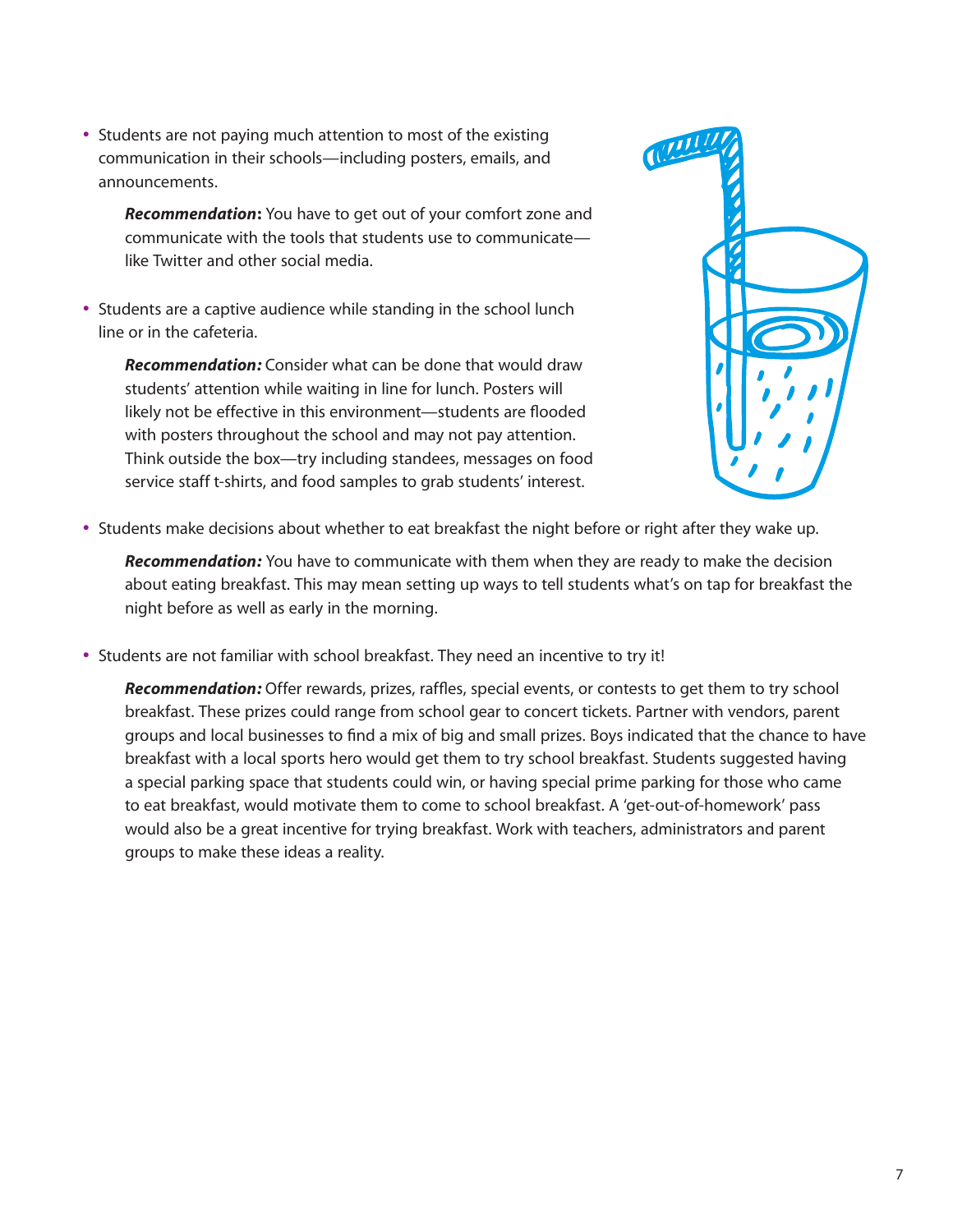- Students are not paying much attention to most of the existing communication in their schools—including posters, emails, and announcements.

  ***Recommendation*:** You have to get out of your comfort zone and communicate with the tools that students use to communicate—like Twitter and other social media.

- Students are a captive audience while standing in the school lunch line or in the cafeteria.

  ***Recommendation:*** Consider what can be done that would draw students' attention while waiting in line for lunch. Posters will likely not be effective in this environment—students are flooded with posters throughout the school and may not pay attention. Think outside the box—try including standees, messages on food service staff t-shirts, and food samples to grab students' interest.

- Students make decisions about whether to eat breakfast the night before or right after they wake up.

  ***Recommendation:*** You have to communicate with them when they are ready to make the decision about eating breakfast. This may mean setting up ways to tell students what's on tap for breakfast the night before as well as early in the morning.

- Students are not familiar with school breakfast. They need an incentive to try it!

  ***Recommendation:*** Offer rewards, prizes, raffles, special events, or contests to get them to try school breakfast. These prizes could range from school gear to concert tickets. Partner with vendors, parent groups and local businesses to find a mix of big and small prizes. Boys indicated that the chance to have breakfast with a local sports hero would get them to try school breakfast. Students suggested having a special parking space that students could win, or having special prime parking for those who came to eat breakfast, would motivate them to come to school breakfast. A 'get-out-of-homework' pass would also be a great incentive for trying breakfast. Work with teachers, administrators and parent groups to make these ideas a reality.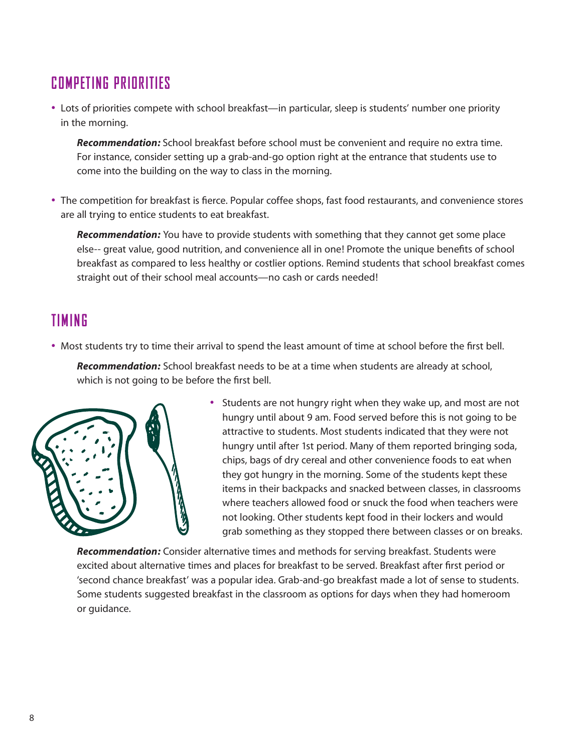## COMPETING PRIORITIES

- Lots of priorities compete with school breakfast—in particular, sleep is students' number one priority in the morning.

  ***Recommendation:*** School breakfast before school must be convenient and require no extra time. For instance, consider setting up a grab-and-go option right at the entrance that students use to come into the building on the way to class in the morning.

- The competition for breakfast is fierce. Popular coffee shops, fast food restaurants, and convenience stores are all trying to entice students to eat breakfast.

  ***Recommendation:*** You have to provide students with something that they cannot get some place else-- great value, good nutrition, and convenience all in one! Promote the unique benefits of school breakfast as compared to less healthy or costlier options. Remind students that school breakfast comes straight out of their school meal accounts—no cash or cards needed!

## TIMING

- Most students try to time their arrival to spend the least amount of time at school before the first bell.

  ***Recommendation:*** School breakfast needs to be at a time when students are already at school, which is not going to be before the first bell.

- Students are not hungry right when they wake up, and most are not hungry until about 9 am. Food served before this is not going to be attractive to students. Most students indicated that they were not hungry until after 1st period. Many of them reported bringing soda, chips, bags of dry cereal and other convenience foods to eat when they got hungry in the morning. Some of the students kept these items in their backpacks and snacked between classes, in classrooms where teachers allowed food or snuck the food when teachers were not looking. Other students kept food in their lockers and would grab something as they stopped there between classes or on breaks.

  ***Recommendation:*** Consider alternative times and methods for serving breakfast. Students were excited about alternative times and places for breakfast to be served. Breakfast after first period or 'second chance breakfast' was a popular idea. Grab-and-go breakfast made a lot of sense to students. Some students suggested breakfast in the classroom as options for days when they had homeroom or guidance.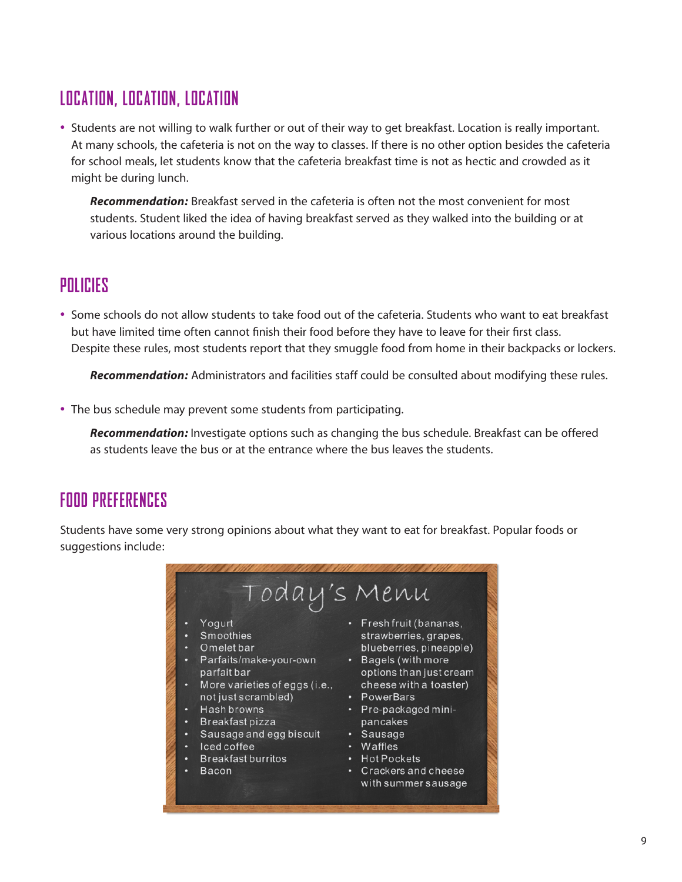## LOCATION, LOCATION, LOCATION

- Students are not willing to walk further or out of their way to get breakfast. Location is really important. At many schools, the cafeteria is not on the way to classes. If there is no other option besides the cafeteria for school meals, let students know that the cafeteria breakfast time is not as hectic and crowded as it might be during lunch.

  ***Recommendation:*** Breakfast served in the cafeteria is often not the most convenient for most students. Student liked the idea of having breakfast served as they walked into the building or at various locations around the building.

## POLICIES

- Some schools do not allow students to take food out of the cafeteria. Students who want to eat breakfast but have limited time often cannot finish their food before they have to leave for their first class. Despite these rules, most students report that they smuggle food from home in their backpacks or lockers.

  ***Recommendation:*** Administrators and facilities staff could be consulted about modifying these rules.

- The bus schedule may prevent some students from participating.

  ***Recommendation:*** Investigate options such as changing the bus schedule. Breakfast can be offered as students leave the bus or at the entrance where the bus leaves the students.

## FOOD PREFERENCES

Students have some very strong opinions about what they want to eat for breakfast. Popular foods or suggestions include:

### Today's Menu

- Yogurt
- Smoothies
- Omelet bar
- Parfaits/make-your-own parfait bar
- More varieties of eggs (i.e., not just scrambled)
- Hash browns
- Breakfast pizza
- Sausage and egg biscuit
- Iced coffee
- Breakfast burritos
- Bacon
- Fresh fruit (bananas, strawberries, grapes, blueberries, pineapple)
- Bagels (with more options than just cream cheese with a toaster)
- PowerBars
- Pre-packaged mini-pancakes
- Sausage
- Waffles
- Hot Pockets
- Crackers and cheese with summer sausage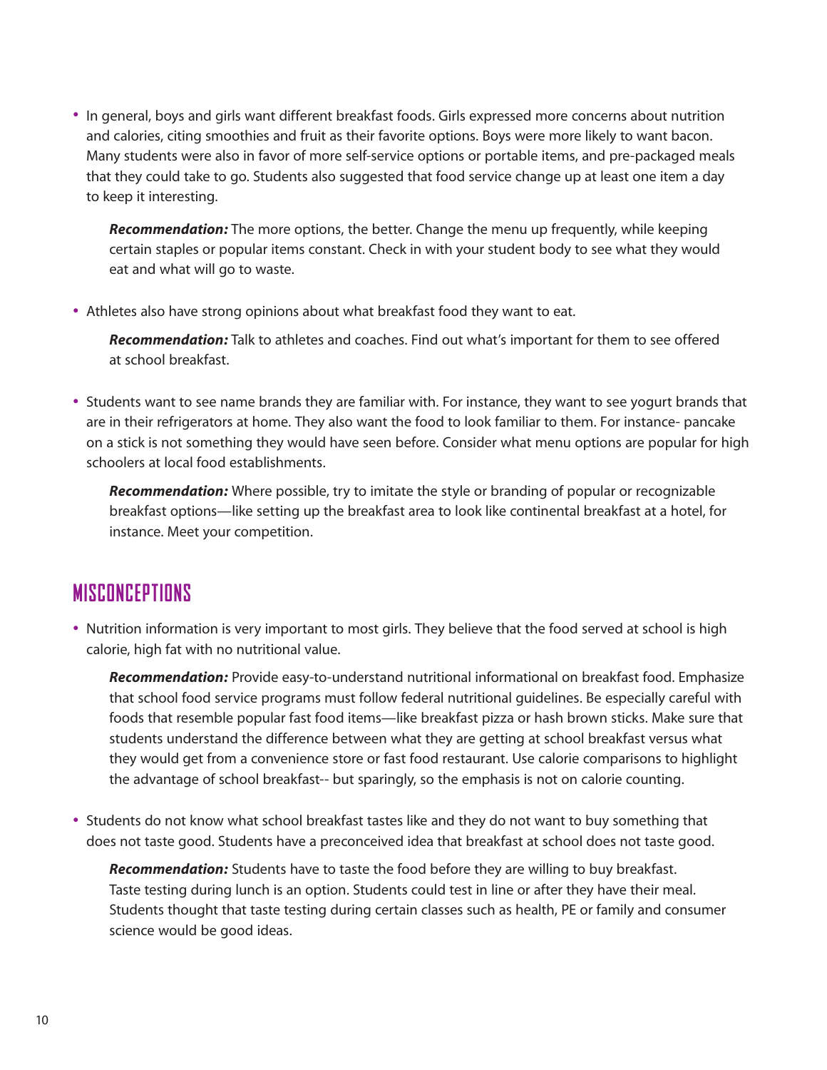- In general, boys and girls want different breakfast foods. Girls expressed more concerns about nutrition and calories, citing smoothies and fruit as their favorite options. Boys were more likely to want bacon. Many students were also in favor of more self-service options or portable items, and pre-packaged meals that they could take to go. Students also suggested that food service change up at least one item a day to keep it interesting.

  ***Recommendation:*** The more options, the better. Change the menu up frequently, while keeping certain staples or popular items constant. Check in with your student body to see what they would eat and what will go to waste.

- Athletes also have strong opinions about what breakfast food they want to eat.

  ***Recommendation:*** Talk to athletes and coaches. Find out what's important for them to see offered at school breakfast.

- Students want to see name brands they are familiar with. For instance, they want to see yogurt brands that are in their refrigerators at home. They also want the food to look familiar to them. For instance- pancake on a stick is not something they would have seen before. Consider what menu options are popular for high schoolers at local food establishments.

  ***Recommendation:*** Where possible, try to imitate the style or branding of popular or recognizable breakfast options—like setting up the breakfast area to look like continental breakfast at a hotel, for instance. Meet your competition.

## MISCONCEPTIONS

- Nutrition information is very important to most girls. They believe that the food served at school is high calorie, high fat with no nutritional value.

  ***Recommendation:*** Provide easy-to-understand nutritional informational on breakfast food. Emphasize that school food service programs must follow federal nutritional guidelines. Be especially careful with foods that resemble popular fast food items—like breakfast pizza or hash brown sticks. Make sure that students understand the difference between what they are getting at school breakfast versus what they would get from a convenience store or fast food restaurant. Use calorie comparisons to highlight the advantage of school breakfast-- but sparingly, so the emphasis is not on calorie counting.

- Students do not know what school breakfast tastes like and they do not want to buy something that does not taste good. Students have a preconceived idea that breakfast at school does not taste good.

  ***Recommendation:*** Students have to taste the food before they are willing to buy breakfast. Taste testing during lunch is an option. Students could test in line or after they have their meal. Students thought that taste testing during certain classes such as health, PE or family and consumer science would be good ideas.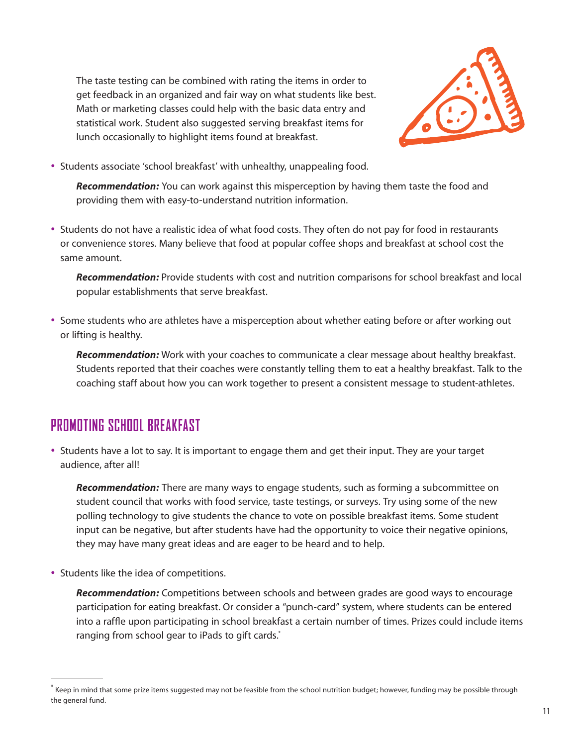The taste testing can be combined with rating the items in order to get feedback in an organized and fair way on what students like best. Math or marketing classes could help with the basic data entry and statistical work. Student also suggested serving breakfast items for lunch occasionally to highlight items found at breakfast.

- Students associate 'school breakfast' with unhealthy, unappealing food.

  ***Recommendation:*** You can work against this misperception by having them taste the food and providing them with easy-to-understand nutrition information.

- Students do not have a realistic idea of what food costs. They often do not pay for food in restaurants or convenience stores. Many believe that food at popular coffee shops and breakfast at school cost the same amount.

  ***Recommendation:*** Provide students with cost and nutrition comparisons for school breakfast and local popular establishments that serve breakfast.

- Some students who are athletes have a misperception about whether eating before or after working out or lifting is healthy.

  ***Recommendation:*** Work with your coaches to communicate a clear message about healthy breakfast. Students reported that their coaches were constantly telling them to eat a healthy breakfast. Talk to the coaching staff about how you can work together to present a consistent message to student-athletes.

## PROMOTING SCHOOL BREAKFAST

- Students have a lot to say. It is important to engage them and get their input. They are your target audience, after all!

  ***Recommendation:*** There are many ways to engage students, such as forming a subcommittee on student council that works with food service, taste testings, or surveys. Try using some of the new polling technology to give students the chance to vote on possible breakfast items. Some student input can be negative, but after students have had the opportunity to voice their negative opinions, they may have many great ideas and are eager to be heard and to help.

- Students like the idea of competitions.

  ***Recommendation:*** Competitions between schools and between grades are good ways to encourage participation for eating breakfast. Or consider a "punch-card" system, where students can be entered into a raffle upon participating in school breakfast a certain number of times. Prizes could include items ranging from school gear to iPads to gift cards.*

---

* Keep in mind that some prize items suggested may not be feasible from the school nutrition budget; however, funding may be possible through the general fund.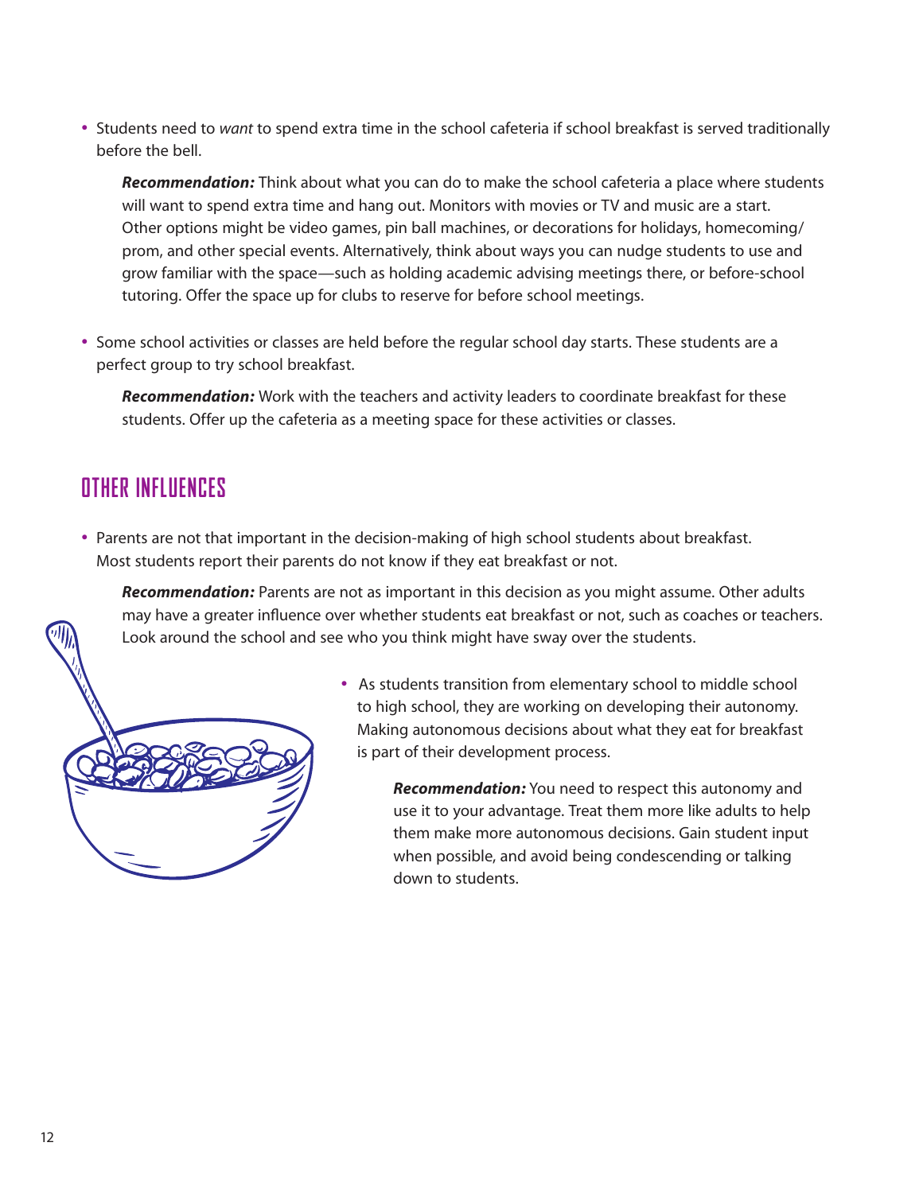- Students need to *want* to spend extra time in the school cafeteria if school breakfast is served traditionally before the bell.

  ***Recommendation:*** Think about what you can do to make the school cafeteria a place where students will want to spend extra time and hang out. Monitors with movies or TV and music are a start. Other options might be video games, pin ball machines, or decorations for holidays, homecoming/prom, and other special events. Alternatively, think about ways you can nudge students to use and grow familiar with the space—such as holding academic advising meetings there, or before-school tutoring. Offer the space up for clubs to reserve for before school meetings.

- Some school activities or classes are held before the regular school day starts. These students are a perfect group to try school breakfast.

  ***Recommendation:*** Work with the teachers and activity leaders to coordinate breakfast for these students. Offer up the cafeteria as a meeting space for these activities or classes.

## OTHER INFLUENCES

- Parents are not that important in the decision-making of high school students about breakfast. Most students report their parents do not know if they eat breakfast or not.

  ***Recommendation:*** Parents are not as important in this decision as you might assume. Other adults may have a greater influence over whether students eat breakfast or not, such as coaches or teachers. Look around the school and see who you think might have sway over the students.

- As students transition from elementary school to middle school to high school, they are working on developing their autonomy. Making autonomous decisions about what they eat for breakfast is part of their development process.

  ***Recommendation:*** You need to respect this autonomy and use it to your advantage. Treat them more like adults to help them make more autonomous decisions. Gain student input when possible, and avoid being condescending or talking down to students.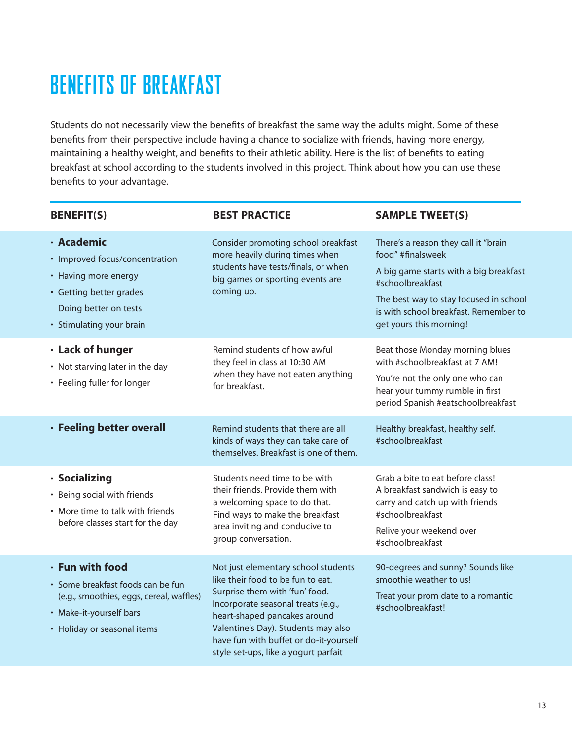# BENEFITS OF BREAKFAST

Students do not necessarily view the benefits of breakfast the same way the adults might. Some of these benefits from their perspective include having a chance to socialize with friends, having more energy, maintaining a healthy weight, and benefits to their athletic ability. Here is the list of benefits to eating breakfast at school according to the students involved in this project. Think about how you can use these benefits to your advantage.

| BENEFIT(S) | BEST PRACTICE | SAMPLE TWEET(S) |
| --- | --- | --- |
| • **Academic**<br>• Improved focus/concentration<br>• Having more energy<br>• Getting better grades<br>Doing better on tests<br>• Stimulating your brain | Consider promoting school breakfast more heavily during times when students have tests/finals, or when big games or sporting events are coming up. | There's a reason they call it "brain food" #finalsweek<br>A big game starts with a big breakfast #schoolbreakfast<br>The best way to stay focused in school is with school breakfast. Remember to get yours this morning! |
| • **Lack of hunger**<br>• Not starving later in the day<br>• Feeling fuller for longer | Remind students of how awful they feel in class at 10:30 AM when they have not eaten anything for breakfast. | Beat those Monday morning blues with #schoolbreakfast at 7 AM!<br>You're not the only one who can hear your tummy rumble in first period Spanish #eatschoolbreakfast |
| • **Feeling better overall** | Remind students that there are all kinds of ways they can take care of themselves. Breakfast is one of them. | Healthy breakfast, healthy self. #schoolbreakfast |
| • **Socializing**<br>• Being social with friends<br>• More time to talk with friends before classes start for the day | Students need time to be with their friends. Provide them with a welcoming space to do that. Find ways to make the breakfast area inviting and conducive to group conversation. | Grab a bite to eat before class! A breakfast sandwich is easy to carry and catch up with friends #schoolbreakfast<br>Relive your weekend over #schoolbreakfast |
| • **Fun with food**<br>• Some breakfast foods can be fun (e.g., smoothies, eggs, cereal, waffles)<br>• Make-it-yourself bars<br>• Holiday or seasonal items | Not just elementary school students like their food to be fun to eat. Surprise them with 'fun' food. Incorporate seasonal treats (e.g., heart-shaped pancakes around Valentine's Day). Students may also have fun with buffet or do-it-yourself style set-ups, like a yogurt parfait | 90-degrees and sunny? Sounds like smoothie weather to us!<br>Treat your prom date to a romantic #schoolbreakfast! |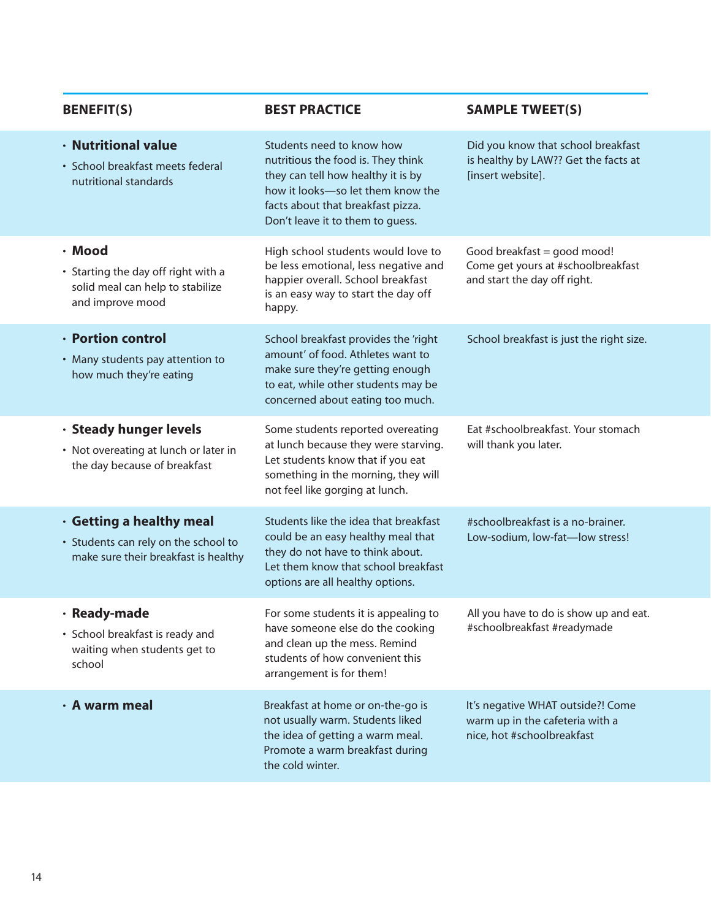| BENEFIT(S) | BEST PRACTICE | SAMPLE TWEET(S) |
|---|---|---|
| • **Nutritional value**<br>• School breakfast meets federal nutritional standards | Students need to know how nutritious the food is. They think they can tell how healthy it is by how it looks—so let them know the facts about that breakfast pizza. Don't leave it to them to guess. | Did you know that school breakfast is healthy by LAW?? Get the facts at [insert website]. |
| • **Mood**<br>• Starting the day off right with a solid meal can help to stabilize and improve mood | High school students would love to be less emotional, less negative and happier overall. School breakfast is an easy way to start the day off happy. | Good breakfast = good mood! Come get yours at #schoolbreakfast and start the day off right. |
| • **Portion control**<br>• Many students pay attention to how much they're eating | School breakfast provides the 'right amount' of food. Athletes want to make sure they're getting enough to eat, while other students may be concerned about eating too much. | School breakfast is just the right size. |
| • **Steady hunger levels**<br>• Not overeating at lunch or later in the day because of breakfast | Some students reported overeating at lunch because they were starving. Let students know that if you eat something in the morning, they will not feel like gorging at lunch. | Eat #schoolbreakfast. Your stomach will thank you later. |
| • **Getting a healthy meal**<br>• Students can rely on the school to make sure their breakfast is healthy | Students like the idea that breakfast could be an easy healthy meal that they do not have to think about. Let them know that school breakfast options are all healthy options. | #schoolbreakfast is a no-brainer. Low-sodium, low-fat—low stress! |
| • **Ready-made**<br>• School breakfast is ready and waiting when students get to school | For some students it is appealing to have someone else do the cooking and clean up the mess. Remind students of how convenient this arrangement is for them! | All you have to do is show up and eat. #schoolbreakfast #readymade |
| • **A warm meal** | Breakfast at home or on-the-go is not usually warm. Students liked the idea of getting a warm meal. Promote a warm breakfast during the cold winter. | It's negative WHAT outside?! Come warm up in the cafeteria with a nice, hot #schoolbreakfast |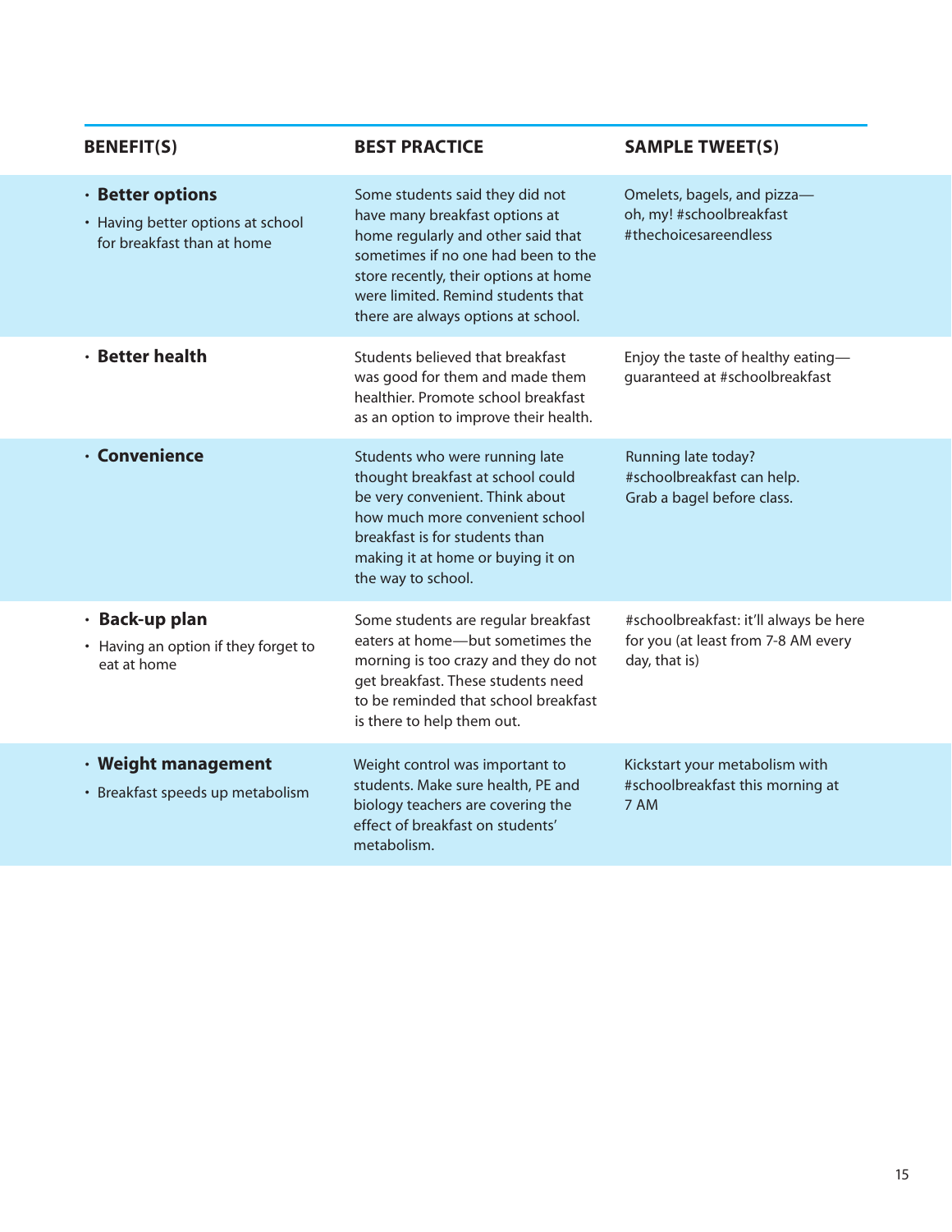| BENEFIT(S) | BEST PRACTICE | SAMPLE TWEET(S) |
|---|---|---|
| • **Better options**<br>• Having better options at school for breakfast than at home | Some students said they did not have many breakfast options at home regularly and other said that sometimes if no one had been to the store recently, their options at home were limited. Remind students that there are always options at school. | Omelets, bagels, and pizza—oh, my! #schoolbreakfast #thechoicesareendless |
| • **Better health** | Students believed that breakfast was good for them and made them healthier. Promote school breakfast as an option to improve their health. | Enjoy the taste of healthy eating—guaranteed at #schoolbreakfast |
| • **Convenience** | Students who were running late thought breakfast at school could be very convenient. Think about how much more convenient school breakfast is for students than making it at home or buying it on the way to school. | Running late today? #schoolbreakfast can help. Grab a bagel before class. |
| • **Back-up plan**<br>• Having an option if they forget to eat at home | Some students are regular breakfast eaters at home—but sometimes the morning is too crazy and they do not get breakfast. These students need to be reminded that school breakfast is there to help them out. | #schoolbreakfast: it'll always be here for you (at least from 7-8 AM every day, that is) |
| • **Weight management**<br>• Breakfast speeds up metabolism | Weight control was important to students. Make sure health, PE and biology teachers are covering the effect of breakfast on students' metabolism. | Kickstart your metabolism with #schoolbreakfast this morning at 7 AM |